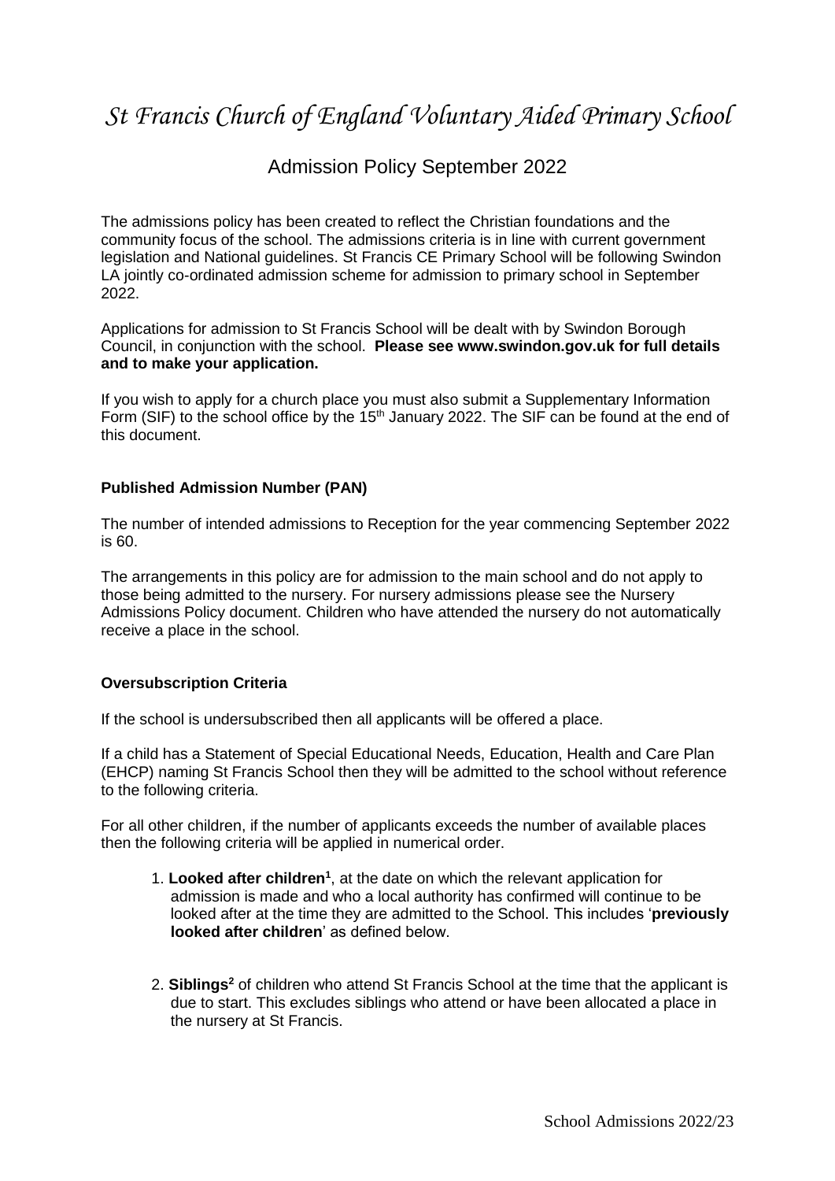# *St Francis Church of England Voluntary Aided Primary School*

## Admission Policy September 2022

The admissions policy has been created to reflect the Christian foundations and the community focus of the school. The admissions criteria is in line with current government legislation and National guidelines. St Francis CE Primary School will be following Swindon LA jointly co-ordinated admission scheme for admission to primary school in September 2022.

Applications for admission to St Francis School will be dealt with by Swindon Borough Council, in conjunction with the school. **Please see www.swindon.gov.uk for full details and to make your application.**

If you wish to apply for a church place you must also submit a Supplementary Information Form (SIF) to the school office by the 15th January 2022. The SIF can be found at the end of this document.

**Published Admission Number (PAN)**

The number of intended admissions to Reception for the year commencing September 2022 is 60.

The arrangements in this policy are for admission to the main school and do not apply to those being admitted to the nursery. For nursery admissions please see the Nursery Admissions Policy document. Children who have attended the nursery do not automatically receive a place in the school.

**Oversubscription Criteria**

If the school is undersubscribed then all applicants will be offered a place.

If a child has a Statement of Special Educational Needs, Education, Health and Care Plan (EHCP) naming St Francis School then they will be admitted to the school without reference to the following criteria.

For all other children, if the number of applicants exceeds the number of available places then the following criteria will be applied in numerical order.

1. **Looked after children**[1], at the date on which the relevant application for admission is made and who a local authority has confirmed will continue to be looked after at the time they are admitted to the School. This includes '**previously looked after children**' as defined below.

2. **Siblings**[2] of children who attend St Francis School at the time that the applicant is due to start. This excludes siblings who attend or have been allocated a place in the nursery at St Francis.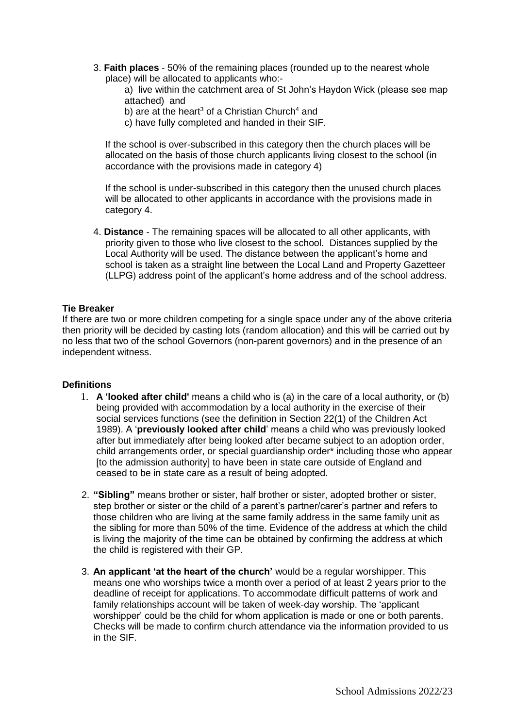3. **Faith places** - 50% of the remaining places (rounded up to the nearest whole place) will be allocated to applicants who:-

   a) live within the catchment area of St John's Haydon Wick (please see map attached) and

   b) are at the heart[3] of a Christian Church[4] and

   c) have fully completed and handed in their SIF.

   If the school is over-subscribed in this category then the church places will be allocated on the basis of those church applicants living closest to the school (in accordance with the provisions made in category 4)

   If the school is under-subscribed in this category then the unused church places will be allocated to other applicants in accordance with the provisions made in category 4.

4. **Distance** - The remaining spaces will be allocated to all other applicants, with priority given to those who live closest to the school. Distances supplied by the Local Authority will be used. The distance between the applicant's home and school is taken as a straight line between the Local Land and Property Gazetteer (LLPG) address point of the applicant's home address and of the school address.

**Tie Breaker**

If there are two or more children competing for a single space under any of the above criteria then priority will be decided by casting lots (random allocation) and this will be carried out by no less that two of the school Governors (non-parent governors) and in the presence of an independent witness.

**Definitions**

1. **A 'looked after child'** means a child who is (a) in the care of a local authority, or (b) being provided with accommodation by a local authority in the exercise of their social services functions (see the definition in Section 22(1) of the Children Act 1989). A '**previously looked after child**' means a child who was previously looked after but immediately after being looked after became subject to an adoption order, child arrangements order, or special guardianship order* including those who appear [to the admission authority] to have been in state care outside of England and ceased to be in state care as a result of being adopted.

2. **"Sibling"** means brother or sister, half brother or sister, adopted brother or sister, step brother or sister or the child of a parent's partner/carer's partner and refers to those children who are living at the same family address in the same family unit as the sibling for more than 50% of the time. Evidence of the address at which the child is living the majority of the time can be obtained by confirming the address at which the child is registered with their GP.

3. **An applicant 'at the heart of the church'** would be a regular worshipper. This means one who worships twice a month over a period of at least 2 years prior to the deadline of receipt for applications. To accommodate difficult patterns of work and family relationships account will be taken of week-day worship. The 'applicant worshipper' could be the child for whom application is made or one or both parents. Checks will be made to confirm church attendance via the information provided to us in the SIF.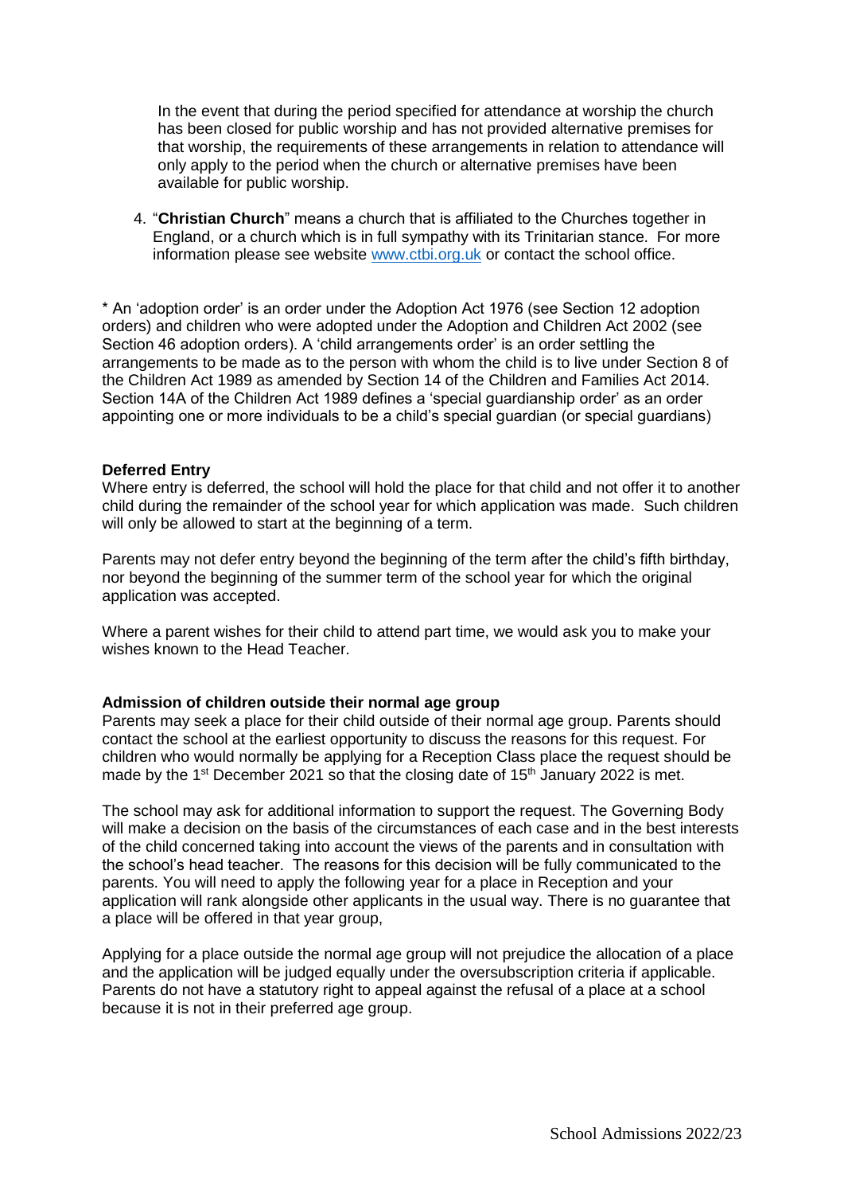In the event that during the period specified for attendance at worship the church has been closed for public worship and has not provided alternative premises for that worship, the requirements of these arrangements in relation to attendance will only apply to the period when the church or alternative premises have been available for public worship.

4. "**Christian Church**" means a church that is affiliated to the Churches together in England, or a church which is in full sympathy with its Trinitarian stance. For more information please see website www.ctbi.org.uk or contact the school office.

* An 'adoption order' is an order under the Adoption Act 1976 (see Section 12 adoption orders) and children who were adopted under the Adoption and Children Act 2002 (see Section 46 adoption orders). A 'child arrangements order' is an order settling the arrangements to be made as to the person with whom the child is to live under Section 8 of the Children Act 1989 as amended by Section 14 of the Children and Families Act 2014. Section 14A of the Children Act 1989 defines a 'special guardianship order' as an order appointing one or more individuals to be a child's special guardian (or special guardians)

**Deferred Entry**

Where entry is deferred, the school will hold the place for that child and not offer it to another child during the remainder of the school year for which application was made. Such children will only be allowed to start at the beginning of a term.

Parents may not defer entry beyond the beginning of the term after the child's fifth birthday, nor beyond the beginning of the summer term of the school year for which the original application was accepted.

Where a parent wishes for their child to attend part time, we would ask you to make your wishes known to the Head Teacher.

**Admission of children outside their normal age group**

Parents may seek a place for their child outside of their normal age group. Parents should contact the school at the earliest opportunity to discuss the reasons for this request. For children who would normally be applying for a Reception Class place the request should be made by the 1st December 2021 so that the closing date of 15th January 2022 is met.

The school may ask for additional information to support the request. The Governing Body will make a decision on the basis of the circumstances of each case and in the best interests of the child concerned taking into account the views of the parents and in consultation with the school's head teacher. The reasons for this decision will be fully communicated to the parents. You will need to apply the following year for a place in Reception and your application will rank alongside other applicants in the usual way. There is no guarantee that a place will be offered in that year group,

Applying for a place outside the normal age group will not prejudice the allocation of a place and the application will be judged equally under the oversubscription criteria if applicable. Parents do not have a statutory right to appeal against the refusal of a place at a school because it is not in their preferred age group.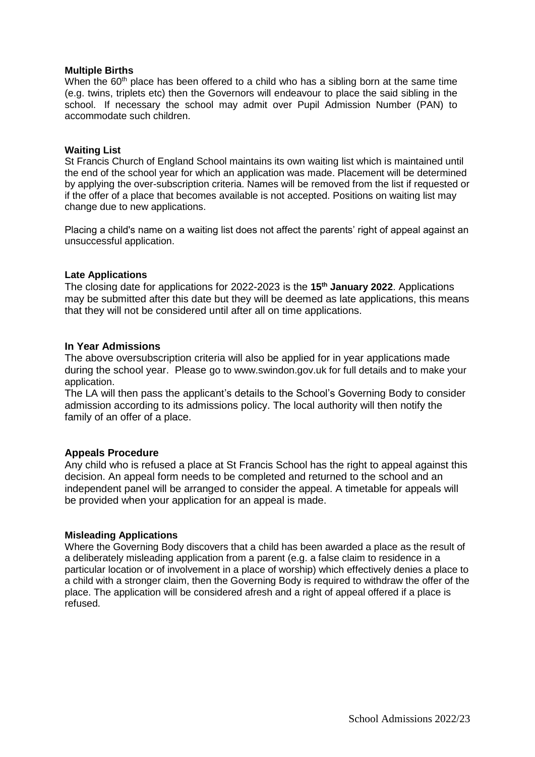**Multiple Births**

When the 60th place has been offered to a child who has a sibling born at the same time (e.g. twins, triplets etc) then the Governors will endeavour to place the said sibling in the school. If necessary the school may admit over Pupil Admission Number (PAN) to accommodate such children.

**Waiting List**

St Francis Church of England School maintains its own waiting list which is maintained until the end of the school year for which an application was made. Placement will be determined by applying the over-subscription criteria. Names will be removed from the list if requested or if the offer of a place that becomes available is not accepted. Positions on waiting list may change due to new applications.

Placing a child's name on a waiting list does not affect the parents' right of appeal against an unsuccessful application.

**Late Applications**

The closing date for applications for 2022-2023 is the **15th January 2022**. Applications may be submitted after this date but they will be deemed as late applications, this means that they will not be considered until after all on time applications.

**In Year Admissions**

The above oversubscription criteria will also be applied for in year applications made during the school year. Please go to www.swindon.gov.uk for full details and to make your application.

The LA will then pass the applicant's details to the School's Governing Body to consider admission according to its admissions policy. The local authority will then notify the family of an offer of a place.

**Appeals Procedure**

Any child who is refused a place at St Francis School has the right to appeal against this decision. An appeal form needs to be completed and returned to the school and an independent panel will be arranged to consider the appeal. A timetable for appeals will be provided when your application for an appeal is made.

**Misleading Applications**

Where the Governing Body discovers that a child has been awarded a place as the result of a deliberately misleading application from a parent (e.g. a false claim to residence in a particular location or of involvement in a place of worship) which effectively denies a place to a child with a stronger claim, then the Governing Body is required to withdraw the offer of the place. The application will be considered afresh and a right of appeal offered if a place is refused.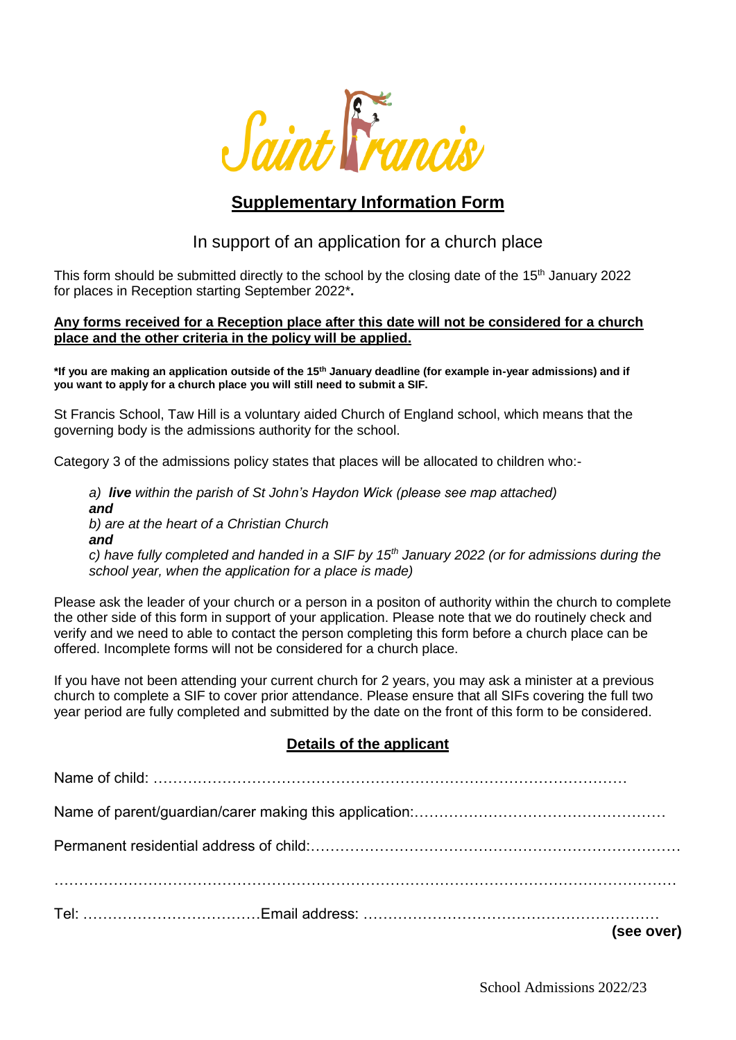Saint Francis

## Supplementary Information Form

### In support of an application for a church place

This form should be submitted directly to the school by the closing date of the 15th January 2022 for places in Reception starting September 2022*.

**Any forms received for a Reception place after this date will not be considered for a church place and the other criteria in the policy will be applied.**

**\*If you are making an application outside of the 15th January deadline (for example in-year admissions) and if you want to apply for a church place you will still need to submit a SIF.**

St Francis School, Taw Hill is a voluntary aided Church of England school, which means that the governing body is the admissions authority for the school.

Category 3 of the admissions policy states that places will be allocated to children who:-

*a) **live** within the parish of St John's Haydon Wick (please see map attached)*
***and***
*b) are at the heart of a Christian Church*
***and***
*c) have fully completed and handed in a SIF by 15th January 2022 (or for admissions during the school year, when the application for a place is made)*

Please ask the leader of your church or a person in a positon of authority within the church to complete the other side of this form in support of your application. Please note that we do routinely check and verify and we need to able to contact the person completing this form before a church place can be offered. Incomplete forms will not be considered for a church place.

If you have not been attending your current church for 2 years, you may ask a minister at a previous church to complete a SIF to cover prior attendance. Please ensure that all SIFs covering the full two year period are fully completed and submitted by the date on the front of this form to be considered.

### Details of the applicant

Name of child: …………………………………………………………………………………

Name of parent/guardian/carer making this application:……………………………………………

Permanent residential address of child:…………………………………………………………………

…………………………………………………………………………………………………………………

Tel: ………………………………Email address: …………………………………………………

**(see over)**

School Admissions 2022/23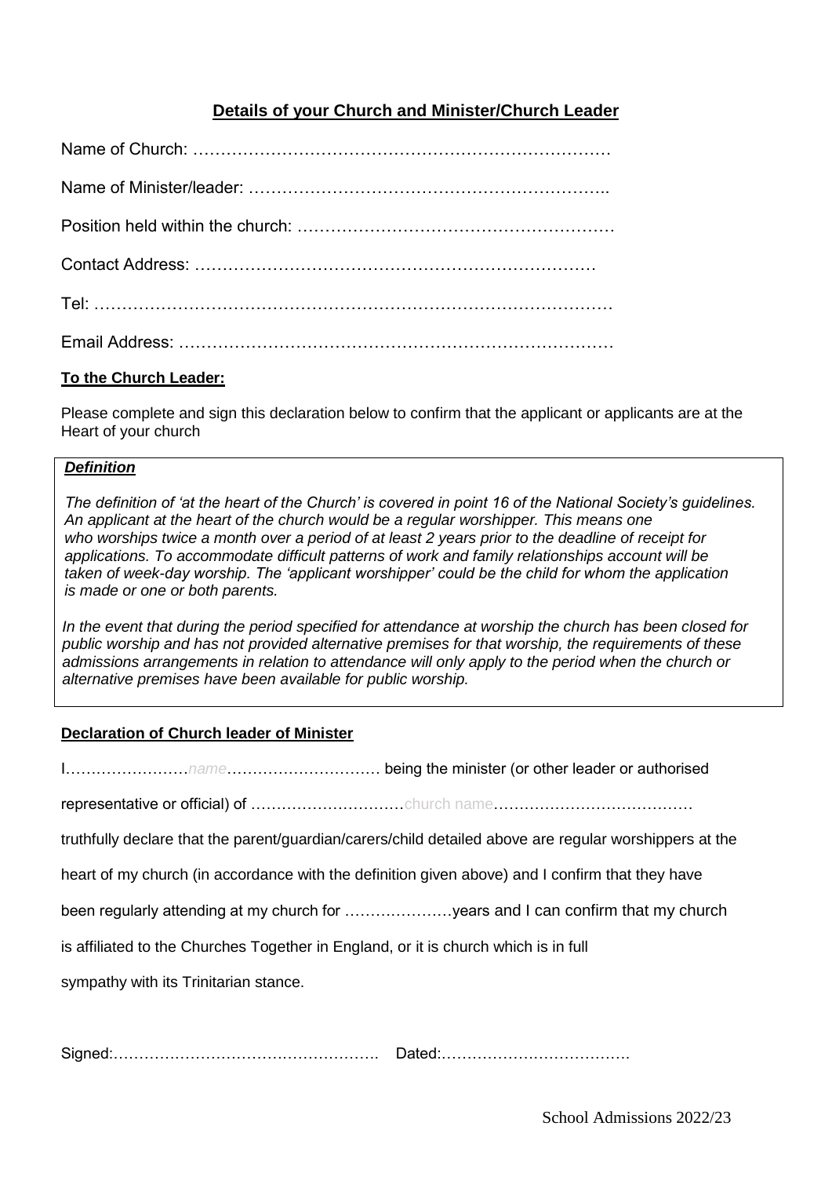## Details of your Church and Minister/Church Leader

Name of Church: …………………………………………………………………

Name of Minister/leader: ……………………………………………………..

Position held within the church: …………………………………………………

Contact Address: ……………………………………………………………

Tel: ………………………………………………………………………………

Email Address: ……………………………………………………………………

**To the Church Leader:**

Please complete and sign this declaration below to confirm that the applicant or applicants are at the Heart of your church

***Definition***

*The definition of 'at the heart of the Church' is covered in point 16 of the National Society's guidelines. An applicant at the heart of the church would be a regular worshipper. This means one who worships twice a month over a period of at least 2 years prior to the deadline of receipt for applications. To accommodate difficult patterns of work and family relationships account will be taken of week-day worship. The 'applicant worshipper' could be the child for whom the application is made or one or both parents.*

*In the event that during the period specified for attendance at worship the church has been closed for public worship and has not provided alternative premises for that worship, the requirements of these admissions arrangements in relation to attendance will only apply to the period when the church or alternative premises have been available for public worship.*

**Declaration of Church leader of Minister**

I……………………name………………………… being the minister (or other leader or authorised representative or official) of …………………………church name………………………………… truthfully declare that the parent/guardian/carers/child detailed above are regular worshippers at the heart of my church (in accordance with the definition given above) and I confirm that they have been regularly attending at my church for …………………years and I can confirm that my church is affiliated to the Churches Together in England, or it is church which is in full sympathy with its Trinitarian stance.

Signed:……………………………………………. Dated:……………………………….

School Admissions 2022/23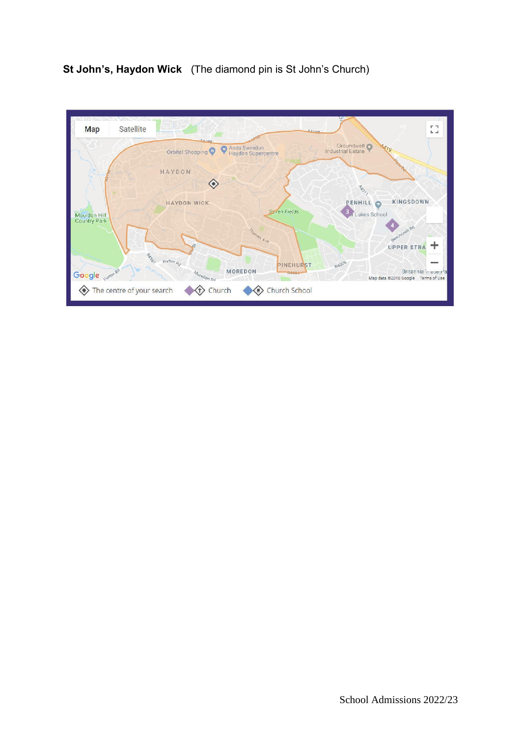**St John's, Haydon Wick** (The diamond pin is St John's Church)

Map
Satellite
Orbital Shopping
Asda Swindon Haydon Supercentre
Groundwell Industrial Estate
HAYDON
HAYDON WICK
Mouldon Hill Country Park
Seven Fields
PENHILL
KINGSDOWN
St Lukes School
UPPER STRA
MOREDON
PINEHURST
Google
Map data ©2018 Google
Terms of Use

The centre of your search
Church
Church School